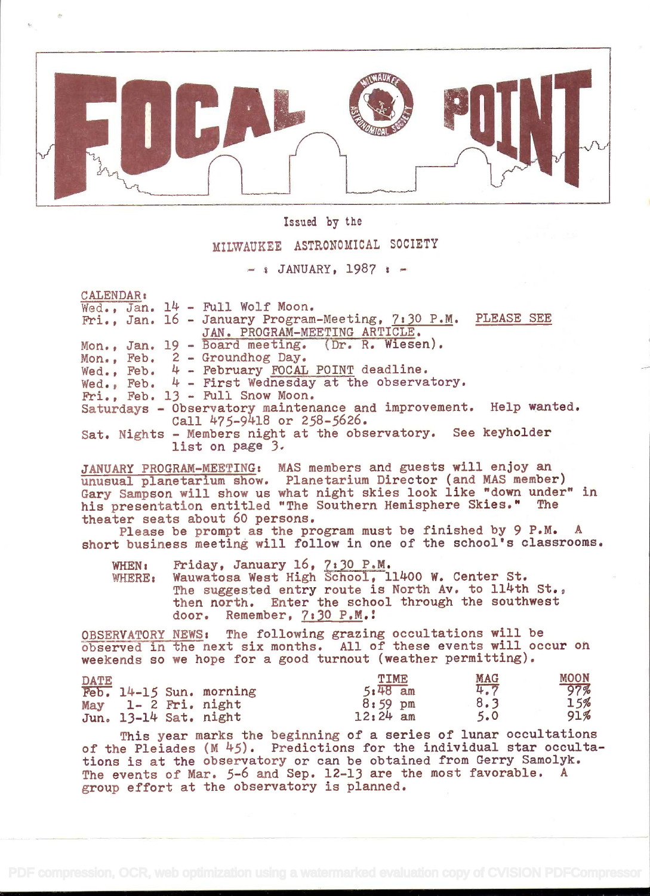# FOCAL POINT

Issued by the

MILWAUKEE ASTRONOMICAL SOCIETY

— : JANUARY, 1987 : —

CALENDAR:

Wed., Jan. 14 - Full Wolf Moon.
Fri., Jan. 16 - January Program-Meeting, 7:30 P.M. PLEASE SEE JAN. PROGRAM-MEETING ARTICLE.
Mon., Jan. 19 - Board meeting. (Dr. R. Wiesen).
Mon., Feb. 2 - Groundhog Day.
Wed., Feb. 4 - February FOCAL POINT deadline.
Wed., Feb. 4 - First Wednesday at the observatory.
Fri., Feb. 13 - Full Snow Moon.
Saturdays - Observatory maintenance and improvement. Help wanted. Call 475-9418 or 258-5626.
Sat. Nights - Members night at the observatory. See keyholder list on page 3.

JANUARY PROGRAM-MEETING: MAS members and guests will enjoy an unusual planetarium show. Planetarium Director (and MAS member) Gary Sampson will show us what night skies look like "down under" in his presentation entitled "The Southern Hemisphere Skies." The theater seats about 60 persons.

Please be prompt as the program must be finished by 9 P.M. A short business meeting will follow in one of the school's classrooms.

WHEN: Friday, January 16, 7:30 P.M.
WHERE: Wauwatosa West High School, 11400 W. Center St. The suggested entry route is North Av. to 114th St., then north. Enter the school through the southwest door. Remember, 7:30 P.M.!

OBSERVATORY NEWS: The following grazing occultations will be observed in the next six months. All of these events will occur on weekends so we hope for a good turnout (weather permitting).

| DATE | TIME | MAG | MOON |
|---|---|---|---|
| Feb. 14-15 Sun. morning | 5:48 am | 4.7 | 97% |
| May 1- 2 Fri. night | 8:59 pm | 8.3 | 15% |
| Jun. 13-14 Sat. night | 12:24 am | 5.0 | 91% |

This year marks the beginning of a series of lunar occultations of the Pleiades (M 45). Predictions for the individual star occultations is at the observatory or can be obtained from Gerry Samolyk. The events of Mar. 5-6 and Sep. 12-13 are the most favorable. A group effort at the observatory is planned.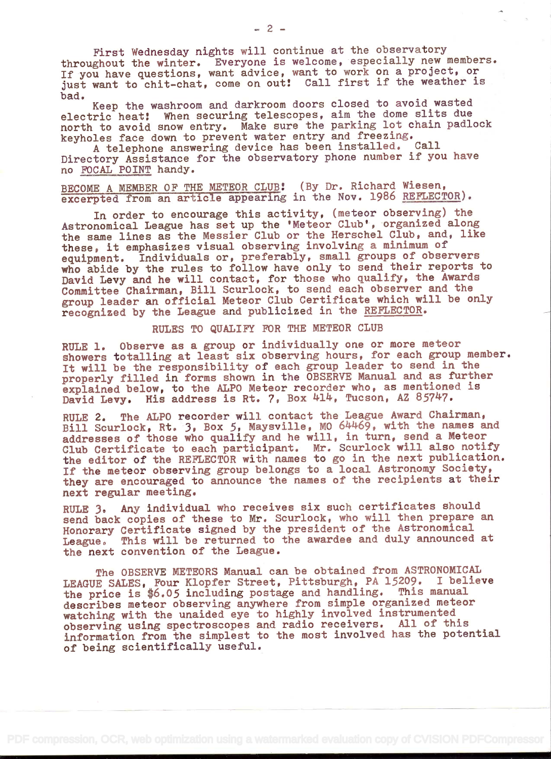First Wednesday nights will continue at the observatory throughout the winter. Everyone is welcome, especially new members. If you have questions, want advice, want to work on a project, or just want to chit-chat, come on out! Call first if the weather is bad.

Keep the washroom and darkroom doors closed to avoid wasted electric heat! When securing telescopes, aim the dome slits due north to avoid snow entry. Make sure the parking lot chain padlock keyholes face down to prevent water entry and freezing.

A telephone answering device has been installed. Call Directory Assistance for the observatory phone number if you have no FOCAL POINT handy.

BECOME A MEMBER OF THE METEOR CLUB! (By Dr. Richard Wiesen, excerpted from an article appearing in the Nov. 1986 REFLECTOR).

In order to encourage this activity, (meteor observing) the Astronomical League has set up the 'Meteor Club', organized along the same lines as the Messier Club or the Herschel Club, and, like these, it emphasizes visual observing involving a minimum of equipment. Individuals or, preferably, small groups of observers who abide by the rules to follow have only to send their reports to David Levy and he will contact, for those who qualify, the Awards Committee Chairman, Bill Scurlock, to send each observer and the group leader an official Meteor Club Certificate which will be only recognized by the League and publicized in the REFLECTOR.

RULES TO QUALIFY FOR THE METEOR CLUB

RULE 1. Observe as a group or individually one or more meteor showers totalling at least six observing hours, for each group member. It will be the responsibility of each group leader to send in the properly filled in forms shown in the OBSERVE Manual and as further explained below, to the ALPO Meteor recorder who, as mentioned is David Levy. His address is Rt. 7, Box 414, Tucson, AZ 85747.

RULE 2. The ALPO recorder will contact the League Award Chairman, Bill Scurlock, Rt. 3, Box 5, Maysville, MO 64469, with the names and addresses of those who qualify and he will, in turn, send a Meteor Club Certificate to each participant. Mr. Scurlock will also notify the editor of the REFLECTOR with names to go in the next publication. If the meteor observing group belongs to a local Astronomy Society, they are encouraged to announce the names of the recipients at their next regular meeting.

RULE 3. Any individual who receives six such certificates should send back copies of these to Mr. Scurlock, who will then prepare an Honorary Certificate signed by the president of the Astronomical League. This will be returned to the awardee and duly announced at the next convention of the League.

The OBSERVE METEORS Manual can be obtained from ASTRONOMICAL LEAGUE SALES, Four Klopfer Street, Pittsburgh, PA 15209. I believe the price is $6.05 including postage and handling. This manual describes meteor observing anywhere from simple organized meteor watching with the unaided eye to highly involved instrumented observing using spectroscopes and radio receivers. All of this information from the simplest to the most involved has the potential of being scientifically useful.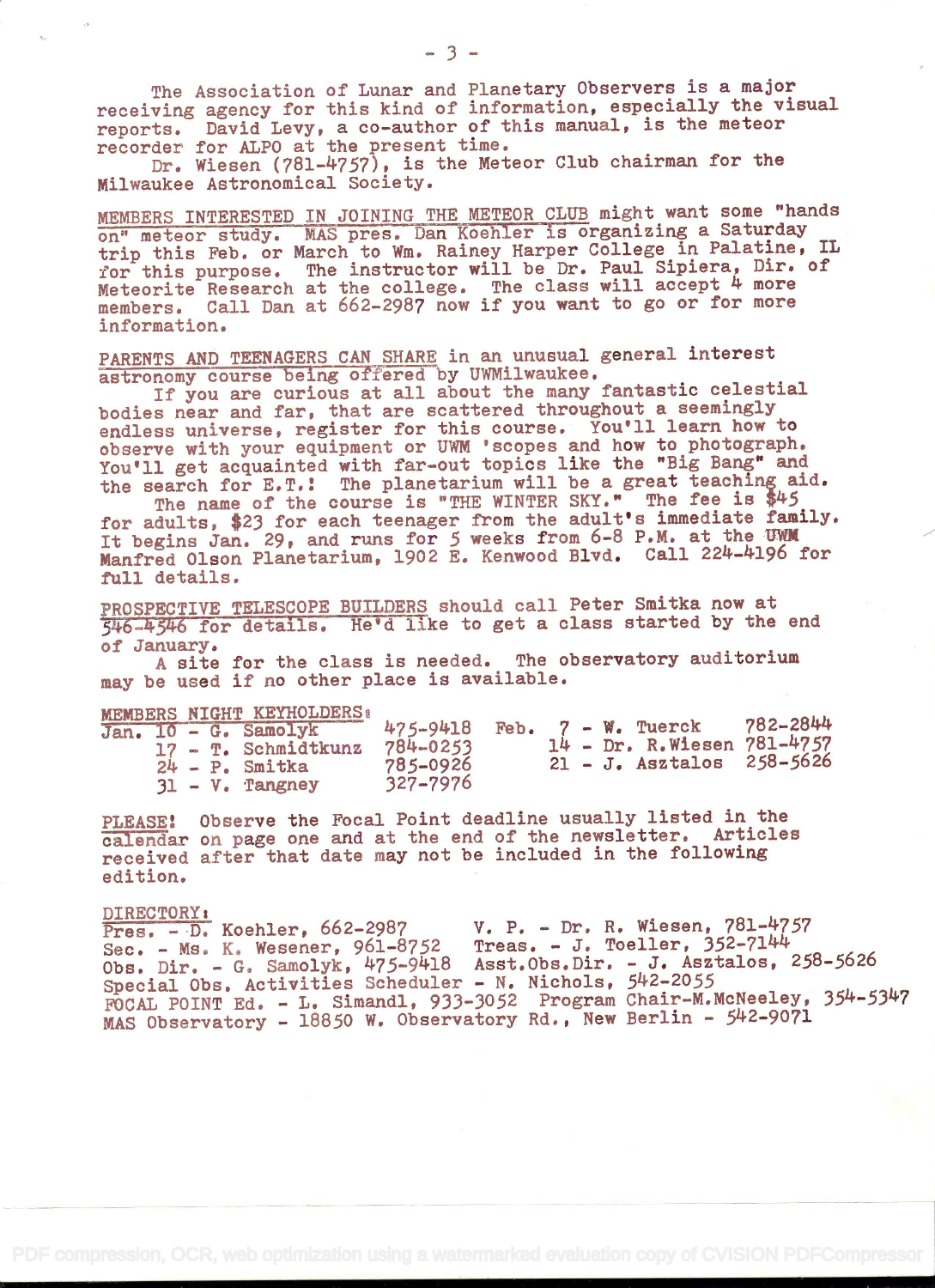The Association of Lunar and Planetary Observers is a major receiving agency for this kind of information, especially the visual reports. David Levy, a co-author of this manual, is the meteor recorder for ALPO at the present time.

Dr. Wiesen (781-4757), is the Meteor Club chairman for the Milwaukee Astronomical Society.

MEMBERS INTERESTED IN JOINING THE METEOR CLUB might want some "hands on" meteor study. MAS pres. Dan Koehler is organizing a Saturday trip this Feb. or March to Wm. Rainey Harper College in Palatine, IL for this purpose. The instructor will be Dr. Paul Sipiera, Dir. of Meteorite Research at the college. The class will accept 4 more members. Call Dan at 662-2987 now if you want to go or for more information.

PARENTS AND TEENAGERS CAN SHARE in an unusual general interest astronomy course being offered by UWMilwaukee.

If you are curious at all about the many fantastic celestial bodies near and far, that are scattered throughout a seemingly endless universe, register for this course. You'll learn how to observe with your equipment or UWM 'scopes and how to photograph. You'll get acquainted with far-out topics like the "Big Bang" and the search for E.T.! The planetarium will be a great teaching aid.

The name of the course is "THE WINTER SKY." The fee is $45 for adults, $23 for each teenager from the adult's immediate family. It begins Jan. 29, and runs for 5 weeks from 6-8 P.M. at the UWM Manfred Olson Planetarium, 1902 E. Kenwood Blvd. Call 224-4196 for full details.

PROSPECTIVE TELESCOPE BUILDERS should call Peter Smitka now at 546-4546 for details. He'd like to get a class started by the end of January.

A site for the class is needed. The observatory auditorium may be used if no other place is available.

MEMBERS NIGHT KEYHOLDERS:

| Date | Keyholder | Phone | Date | Keyholder | Phone |
|---|---|---|---|---|---|
| Jan. 10 | G. Samolyk | 475-9418 | Feb. 7 | W. Tuerck | 782-2844 |
| 17 | T. Schmidtkunz | 784-0253 | 14 | Dr. R.Wiesen | 781-4757 |
| 24 | P. Smitka | 785-0926 | 21 | J. Asztalos | 258-5626 |
| 31 | V. Tangney | 327-7976 | | | |

PLEASE! Observe the Focal Point deadline usually listed in the calendar on page one and at the end of the newsletter. Articles received after that date may not be included in the following edition.

DIRECTORY:

Pres. - D. Koehler, 662-2987
V. P. - Dr. R. Wiesen, 781-4757
Sec. - Ms. K. Wesener, 961-8752
Treas. - J. Toeller, 352-7144
Obs. Dir. - G. Samolyk, 475-9418
Asst.Obs.Dir. - J. Asztalos, 258-5626
Special Obs. Activities Scheduler - N. Nichols, 542-2055
FOCAL POINT Ed. - L. Simandl, 933-3052
Program Chair-M.McNeeley, 354-5347
MAS Observatory - 18850 W. Observatory Rd., New Berlin - 542-9071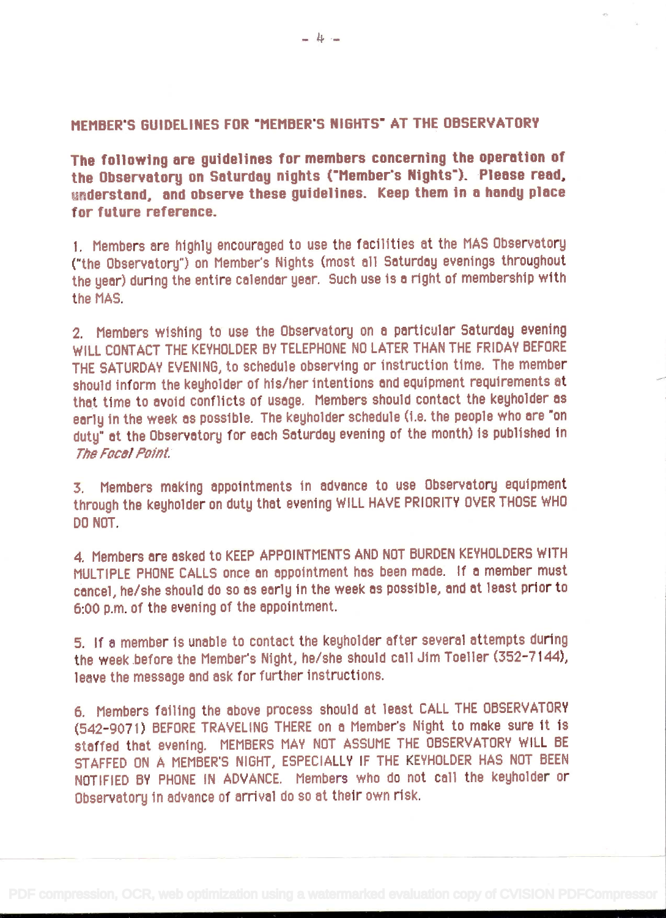## MEMBER'S GUIDELINES FOR "MEMBER'S NIGHTS" AT THE OBSERVATORY

**The following are guidelines for members concerning the operation of the Observatory on Saturday nights ("Member's Nights"). Please read, understand, and observe these guidelines. Keep them in a handy place for future reference.**

1. Members are highly encouraged to use the facilities at the MAS Observatory ("the Observatory") on Member's Nights (most all Saturday evenings throughout the year) during the entire calendar year. Such use is a right of membership with the MAS.

2. Members wishing to use the Observatory on a particular Saturday evening WILL CONTACT THE KEYHOLDER BY TELEPHONE NO LATER THAN THE FRIDAY BEFORE THE SATURDAY EVENING, to schedule observing or instruction time. The member should inform the keyholder of his/her intentions and equipment requirements at that time to avoid conflicts of usage. Members should contact the keyholder as early in the week as possible. The keyholder schedule (i.e. the people who are "on duty" at the Observatory for each Saturday evening of the month) is published in *The Focal Point*.

3. Members making appointments in advance to use Observatory equipment through the keyholder on duty that evening WILL HAVE PRIORITY OVER THOSE WHO DO NOT.

4. Members are asked to KEEP APPOINTMENTS AND NOT BURDEN KEYHOLDERS WITH MULTIPLE PHONE CALLS once an appointment has been made. If a member must cancel, he/she should do so as early in the week as possible, and at least prior to 6:00 p.m. of the evening of the appointment.

5. If a member is unable to contact the keyholder after several attempts during the week before the Member's Night, he/she should call Jim Toeller (352-7144), leave the message and ask for further instructions.

6. Members failing the above process should at least CALL THE OBSERVATORY (542-9071) BEFORE TRAVELING THERE on a Member's Night to make sure it is staffed that evening. MEMBERS MAY NOT ASSUME THE OBSERVATORY WILL BE STAFFED ON A MEMBER'S NIGHT, ESPECIALLY IF THE KEYHOLDER HAS NOT BEEN NOTIFIED BY PHONE IN ADVANCE. Members who do not call the keyholder or Observatory in advance of arrival do so at their own risk.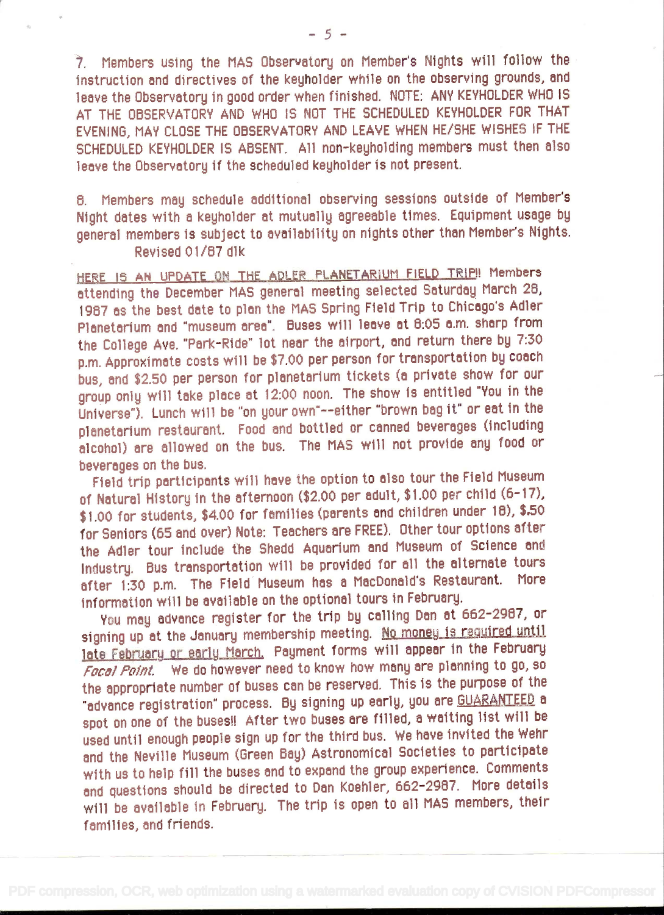7. Members using the MAS Observatory on Member's Nights will follow the instruction and directives of the keyholder while on the observing grounds, and leave the Observatory in good order when finished. NOTE: ANY KEYHOLDER WHO IS AT THE OBSERVATORY AND WHO IS NOT THE SCHEDULED KEYHOLDER FOR THAT EVENING, MAY CLOSE THE OBSERVATORY AND LEAVE WHEN HE/SHE WISHES IF THE SCHEDULED KEYHOLDER IS ABSENT. All non-keyholding members must then also leave the Observatory if the scheduled keyholder is not present.

8. Members may schedule additional observing sessions outside of Member's Night dates with a keyholder at mutually agreeable times. Equipment usage by general members is subject to availability on nights other than Member's Nights.
Revised 01/87 dlk

HERE IS AN UPDATE ON THE ADLER PLANETARIUM FIELD TRIP!! Members attending the December MAS general meeting selected Saturday March 28, 1987 as the best date to plan the MAS Spring Field Trip to Chicago's Adler Planetarium and "museum area". Buses will leave at 8:05 a.m. sharp from the College Ave. "Park-Ride" lot near the airport, and return there by 7:30 p.m. Approximate costs will be $7.00 per person for transportation by coach bus, and $2.50 per person for planetarium tickets (a private show for our group only will take place at 12:00 noon. The show is entitled "You in the Universe"). Lunch will be "on your own"--either "brown bag it" or eat in the planetarium restaurant. Food and bottled or canned beverages (including alcohol) are allowed on the bus. The MAS will not provide any food or beverages on the bus.

Field trip participants will have the option to also tour the Field Museum of Natural History in the afternoon ($2.00 per adult, $1.00 per child (6-17), $1.00 for students, $4.00 for families (parents and children under 18), $.50 for Seniors (65 and over) Note: Teachers are FREE). Other tour options after the Adler tour include the Shedd Aquarium and Museum of Science and Industry. Bus transportation will be provided for all the alternate tours after 1:30 p.m. The Field Museum has a MacDonald's Restaurant. More information will be available on the optional tours in February.

You may advance register for the trip by calling Dan at 662-2987, or signing up at the January membership meeting. No money is required until late February or early March. Payment forms will appear in the February *Focal Point*. We do however need to know how many are planning to go, so the appropriate number of buses can be reserved. This is the purpose of the "advance registration" process. By signing up early, you are GUARANTEED a spot on one of the buses!! After two buses are filled, a waiting list will be used until enough people sign up for the third bus. We have invited the Wehr and the Neville Museum (Green Bay) Astronomical Societies to participate with us to help fill the buses and to expand the group experience. Comments and questions should be directed to Dan Koehler, 662-2987. More details will be available in February. The trip is open to all MAS members, their families, and friends.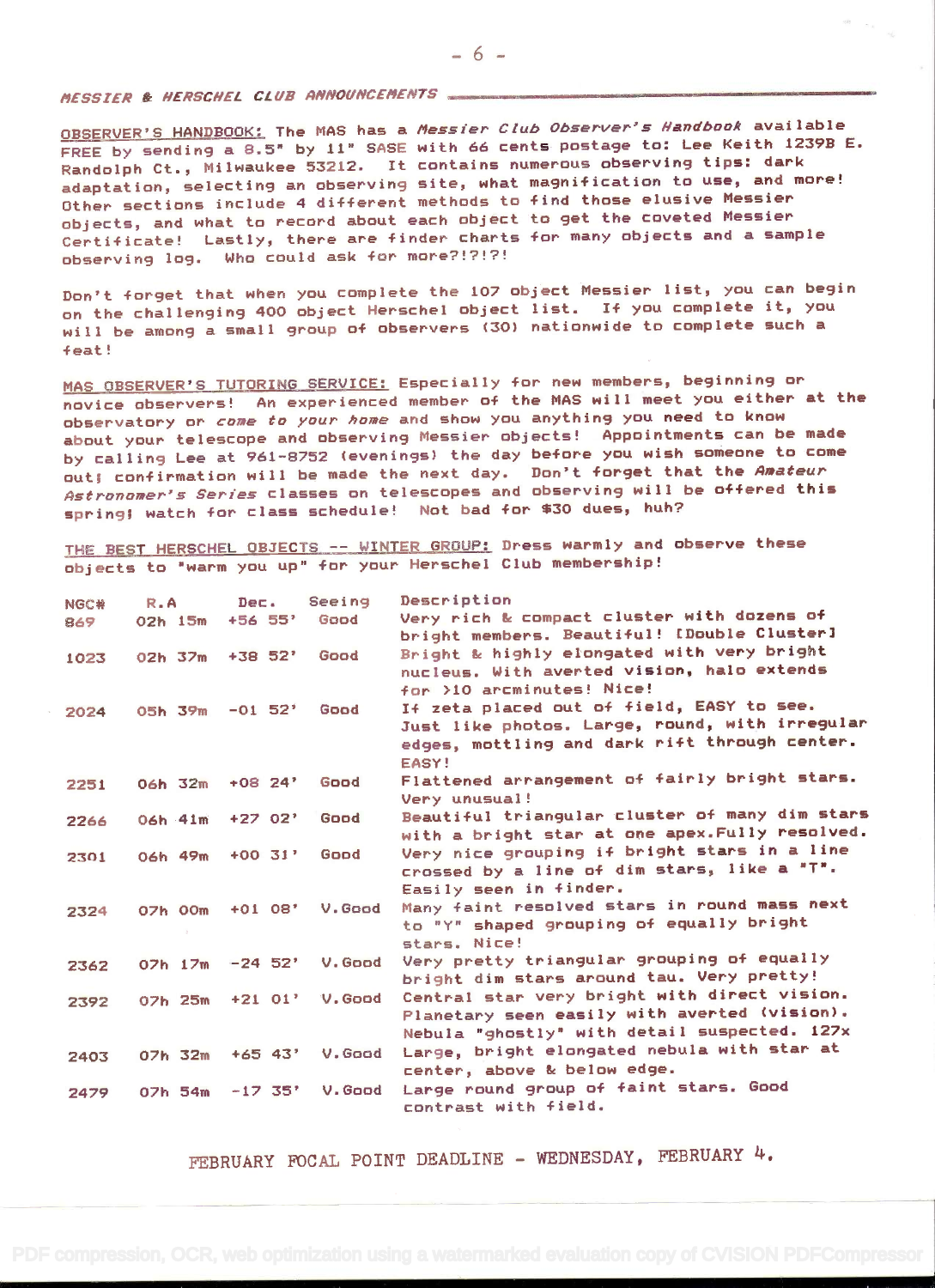## *MESSIER & HERSCHEL CLUB ANNOUNCEMENTS*

OBSERVER'S HANDBOOK: The MAS has a *Messier Club Observer's Handbook* available FREE by sending a 8.5" by 11" SASE with 66 cents postage to: Lee Keith 1239B E. Randolph Ct., Milwaukee 53212. It contains numerous observing tips: dark adaptation, selecting an observing site, what magnification to use, and more! Other sections include 4 different methods to find those elusive Messier objects, and what to record about each object to get the coveted Messier Certificate! Lastly, there are finder charts for many objects and a sample observing log. Who could ask for more?!?!?!

Don't forget that when you complete the 107 object Messier list, you can begin on the challenging 400 object Herschel object list. If you complete it, you will be among a small group of observers (30) nationwide to complete such a feat!

MAS OBSERVER'S TUTORING SERVICE: Especially for new members, beginning or novice observers! An experienced member of the MAS will meet you either at the observatory or *come to your home* and show you anything you need to know about your telescope and observing Messier objects! Appointments can be made by calling Lee at 961-8752 (evenings) the day before you wish someone to come out; confirmation will be made the next day. Don't forget that the *Amateur Astronomer's Series* classes on telescopes and observing will be offered this spring; watch for class schedule! Not bad for $30 dues, huh?

THE BEST HERSCHEL OBJECTS -- WINTER GROUP: Dress warmly and observe these objects to "warm you up" for your Herschel Club membership!

| NGC# | R.A | Dec. | Seeing | Description |
|---|---|---|---|---|
| 869 | 02h 15m | +56 55' | Good | Very rich & compact cluster with dozens of bright members. Beautiful! [Double Cluster] |
| 1023 | 02h 37m | +38 52' | Good | Bright & highly elongated with very bright nucleus. With averted vision, halo extends for >10 arcminutes! Nice! |
| 2024 | 05h 39m | -01 52' | Good | If zeta placed out of field, EASY to see. Just like photos. Large, round, with irregular edges, mottling and dark rift through center. EASY! |
| 2251 | 06h 32m | +08 24' | Good | Flattened arrangement of fairly bright stars. Very unusual! |
| 2266 | 06h 41m | +27 02' | Good | Beautiful triangular cluster of many dim stars with a bright star at one apex.Fully resolved. |
| 2301 | 06h 49m | +00 31' | Good | Very nice grouping if bright stars in a line crossed by a line of dim stars, like a "T". Easily seen in finder. |
| 2324 | 07h 00m | +01 08' | V.Good | Many faint resolved stars in round mass next to "Y" shaped grouping of equally bright stars. Nice! |
| 2362 | 07h 17m | -24 52' | V.Good | Very pretty triangular grouping of equally bright dim stars around tau. Very pretty! |
| 2392 | 07h 25m | +21 01' | V.Good | Central star very bright with direct vision. Planetary seen easily with averted (vision). Nebula "ghostly" with detail suspected. 127x |
| 2403 | 07h 32m | +65 43' | V.Good | Large, bright elongated nebula with star at center, above & below edge. |
| 2479 | 07h 54m | -17 35' | V.Good | Large round group of faint stars. Good contrast with field. |

FEBRUARY FOCAL POINT DEADLINE - WEDNESDAY, FEBRUARY 4.